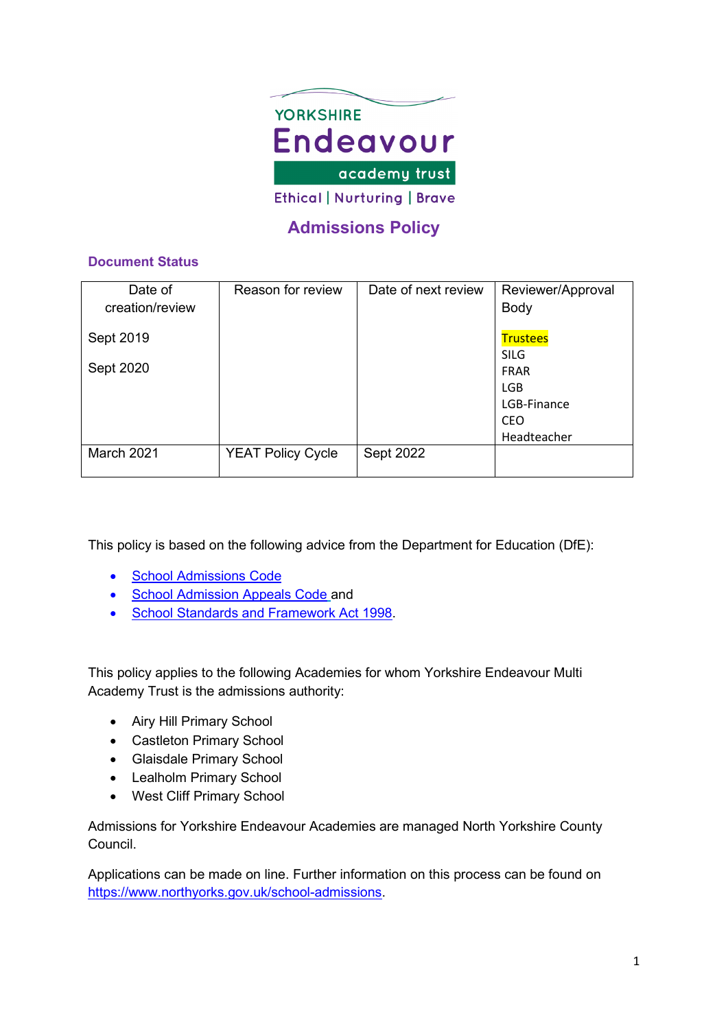YORKSHIRE

Endeavour

academy trust

Ethical | Nurturing | Brave

# Admissions Policy

## Document Status

| Date of creation/review | Reason for review | Date of next review | Reviewer/Approval Body |
|---|---|---|---|
| Sept 2019<br><br>Sept 2020 | | | Trustees<br>SILG<br>FRAR<br>LGB<br>LGB-Finance<br>CEO<br>Headteacher |
| March 2021 | YEAT Policy Cycle | Sept 2022 | |

This policy is based on the following advice from the Department for Education (DfE):

- School Admissions Code
- School Admission Appeals Code and
- School Standards and Framework Act 1998.

This policy applies to the following Academies for whom Yorkshire Endeavour Multi Academy Trust is the admissions authority:

- Airy Hill Primary School
- Castleton Primary School
- Glaisdale Primary School
- Lealholm Primary School
- West Cliff Primary School

Admissions for Yorkshire Endeavour Academies are managed North Yorkshire County Council.

Applications can be made on line. Further information on this process can be found on https://www.northyorks.gov.uk/school-admissions.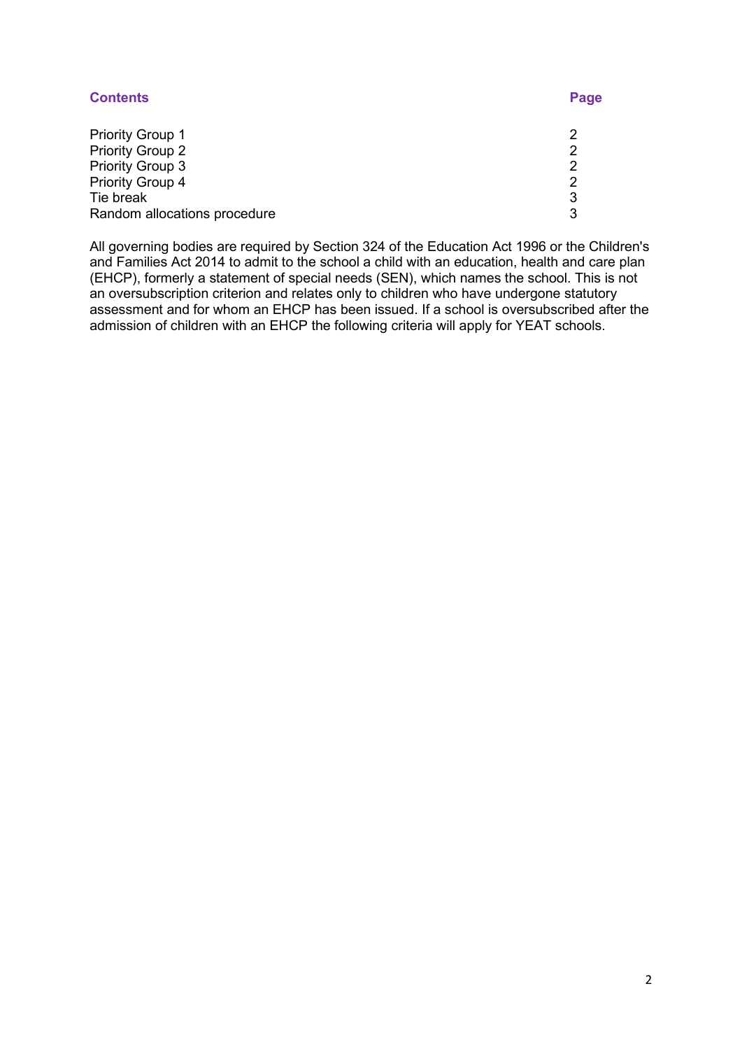| **Contents** | **Page** |
| --- | --- |
| Priority Group 1 | 2 |
| Priority Group 2 | 2 |
| Priority Group 3 | 2 |
| Priority Group 4 | 2 |
| Tie break | 3 |
| Random allocations procedure | 3 |

All governing bodies are required by Section 324 of the Education Act 1996 or the Children's and Families Act 2014 to admit to the school a child with an education, health and care plan (EHCP), formerly a statement of special needs (SEN), which names the school. This is not an oversubscription criterion and relates only to children who have undergone statutory assessment and for whom an EHCP has been issued. If a school is oversubscribed after the admission of children with an EHCP the following criteria will apply for YEAT schools.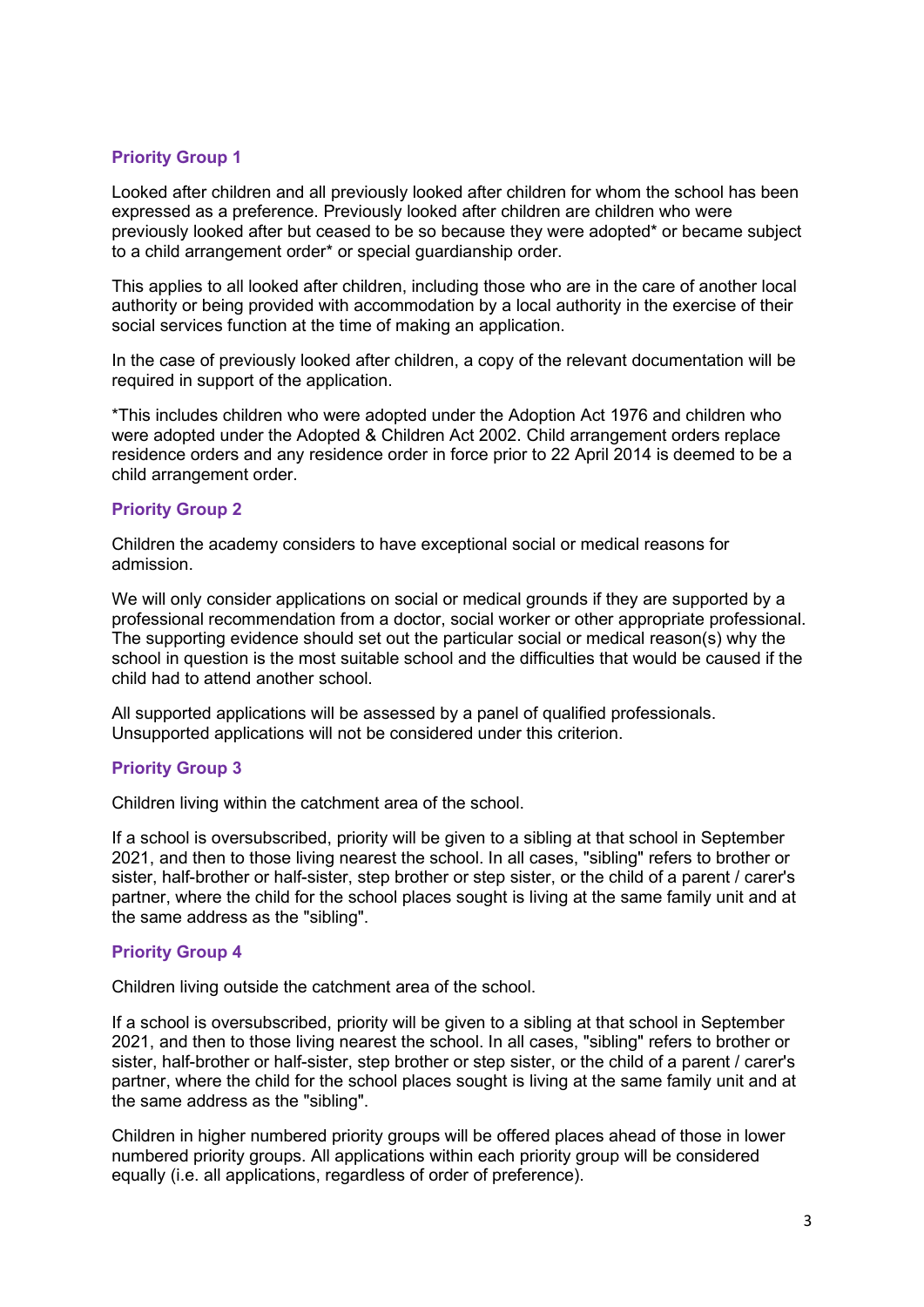### Priority Group 1

Looked after children and all previously looked after children for whom the school has been expressed as a preference. Previously looked after children are children who were previously looked after but ceased to be so because they were adopted* or became subject to a child arrangement order* or special guardianship order.

This applies to all looked after children, including those who are in the care of another local authority or being provided with accommodation by a local authority in the exercise of their social services function at the time of making an application.

In the case of previously looked after children, a copy of the relevant documentation will be required in support of the application.

*This includes children who were adopted under the Adoption Act 1976 and children who were adopted under the Adopted & Children Act 2002. Child arrangement orders replace residence orders and any residence order in force prior to 22 April 2014 is deemed to be a child arrangement order.

### Priority Group 2

Children the academy considers to have exceptional social or medical reasons for admission.

We will only consider applications on social or medical grounds if they are supported by a professional recommendation from a doctor, social worker or other appropriate professional. The supporting evidence should set out the particular social or medical reason(s) why the school in question is the most suitable school and the difficulties that would be caused if the child had to attend another school.

All supported applications will be assessed by a panel of qualified professionals. Unsupported applications will not be considered under this criterion.

### Priority Group 3

Children living within the catchment area of the school.

If a school is oversubscribed, priority will be given to a sibling at that school in September 2021, and then to those living nearest the school. In all cases, "sibling" refers to brother or sister, half-brother or half-sister, step brother or step sister, or the child of a parent / carer's partner, where the child for the school places sought is living at the same family unit and at the same address as the "sibling".

### Priority Group 4

Children living outside the catchment area of the school.

If a school is oversubscribed, priority will be given to a sibling at that school in September 2021, and then to those living nearest the school. In all cases, "sibling" refers to brother or sister, half-brother or half-sister, step brother or step sister, or the child of a parent / carer's partner, where the child for the school places sought is living at the same family unit and at the same address as the "sibling".

Children in higher numbered priority groups will be offered places ahead of those in lower numbered priority groups. All applications within each priority group will be considered equally (i.e. all applications, regardless of order of preference).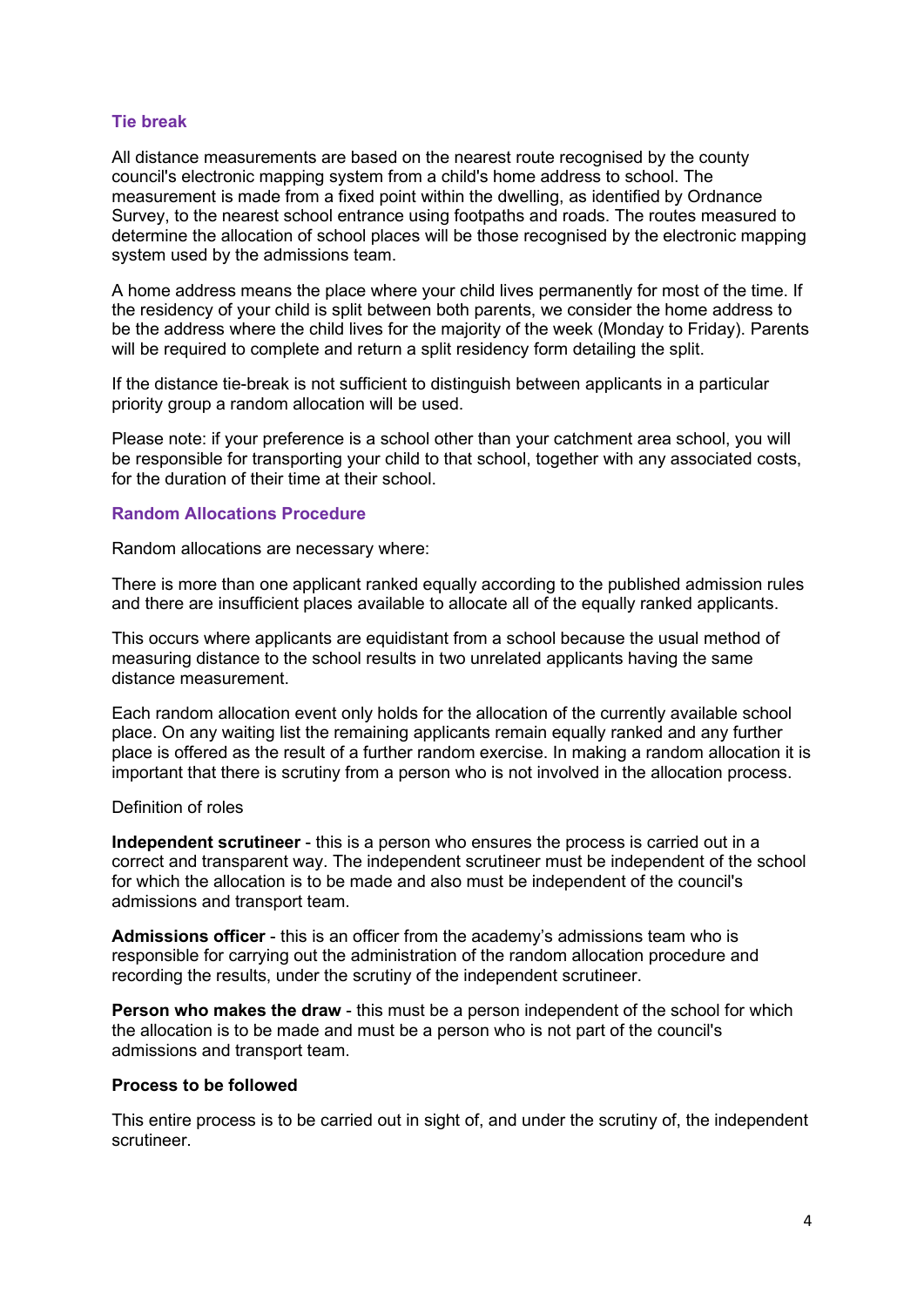### Tie break

All distance measurements are based on the nearest route recognised by the county council's electronic mapping system from a child's home address to school. The measurement is made from a fixed point within the dwelling, as identified by Ordnance Survey, to the nearest school entrance using footpaths and roads. The routes measured to determine the allocation of school places will be those recognised by the electronic mapping system used by the admissions team.

A home address means the place where your child lives permanently for most of the time. If the residency of your child is split between both parents, we consider the home address to be the address where the child lives for the majority of the week (Monday to Friday). Parents will be required to complete and return a split residency form detailing the split.

If the distance tie-break is not sufficient to distinguish between applicants in a particular priority group a random allocation will be used.

Please note: if your preference is a school other than your catchment area school, you will be responsible for transporting your child to that school, together with any associated costs, for the duration of their time at their school.

### Random Allocations Procedure

Random allocations are necessary where:

There is more than one applicant ranked equally according to the published admission rules and there are insufficient places available to allocate all of the equally ranked applicants.

This occurs where applicants are equidistant from a school because the usual method of measuring distance to the school results in two unrelated applicants having the same distance measurement.

Each random allocation event only holds for the allocation of the currently available school place. On any waiting list the remaining applicants remain equally ranked and any further place is offered as the result of a further random exercise. In making a random allocation it is important that there is scrutiny from a person who is not involved in the allocation process.

Definition of roles

**Independent scrutineer** - this is a person who ensures the process is carried out in a correct and transparent way. The independent scrutineer must be independent of the school for which the allocation is to be made and also must be independent of the council's admissions and transport team.

**Admissions officer** - this is an officer from the academy's admissions team who is responsible for carrying out the administration of the random allocation procedure and recording the results, under the scrutiny of the independent scrutineer.

**Person who makes the draw** - this must be a person independent of the school for which the allocation is to be made and must be a person who is not part of the council's admissions and transport team.

**Process to be followed**

This entire process is to be carried out in sight of, and under the scrutiny of, the independent scrutineer.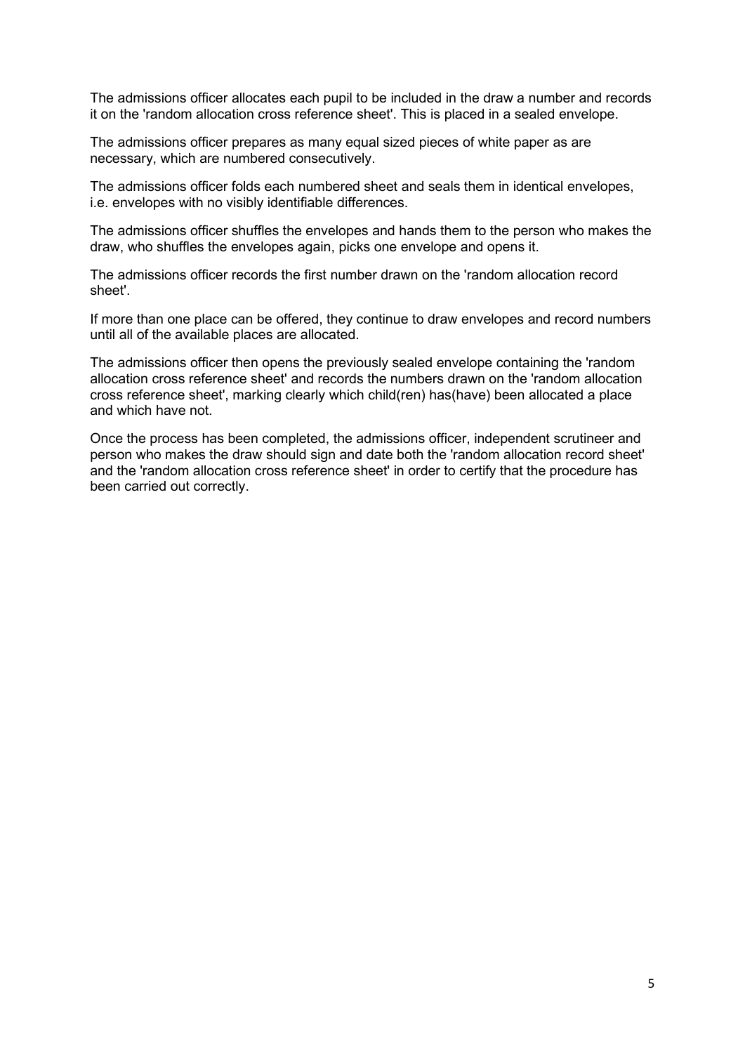The admissions officer allocates each pupil to be included in the draw a number and records it on the 'random allocation cross reference sheet'. This is placed in a sealed envelope.

The admissions officer prepares as many equal sized pieces of white paper as are necessary, which are numbered consecutively.

The admissions officer folds each numbered sheet and seals them in identical envelopes, i.e. envelopes with no visibly identifiable differences.

The admissions officer shuffles the envelopes and hands them to the person who makes the draw, who shuffles the envelopes again, picks one envelope and opens it.

The admissions officer records the first number drawn on the 'random allocation record sheet'.

If more than one place can be offered, they continue to draw envelopes and record numbers until all of the available places are allocated.

The admissions officer then opens the previously sealed envelope containing the 'random allocation cross reference sheet' and records the numbers drawn on the 'random allocation cross reference sheet', marking clearly which child(ren) has(have) been allocated a place and which have not.

Once the process has been completed, the admissions officer, independent scrutineer and person who makes the draw should sign and date both the 'random allocation record sheet' and the 'random allocation cross reference sheet' in order to certify that the procedure has been carried out correctly.